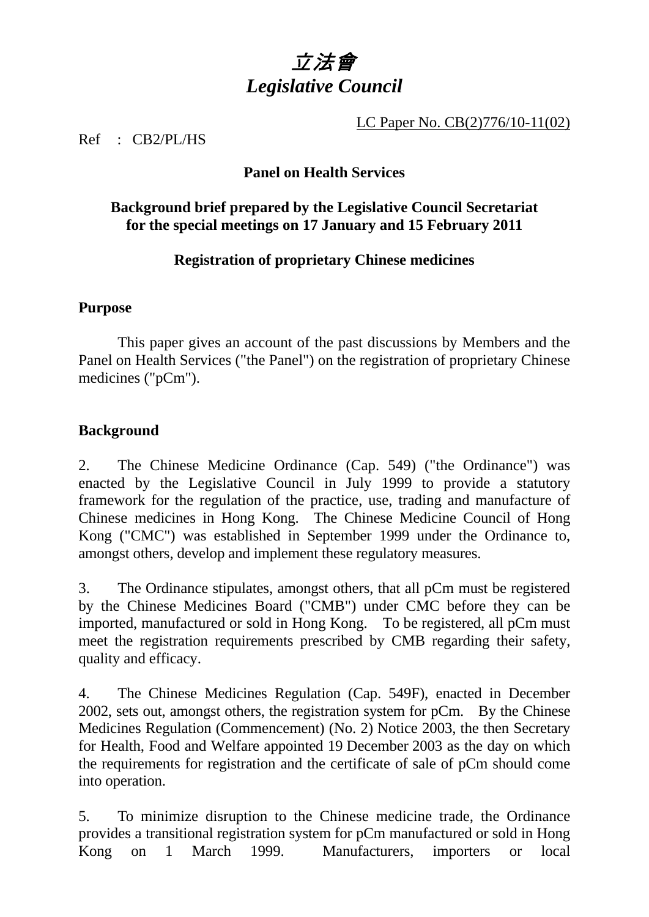# *立法會*
# *Legislative Council*

LC Paper No. CB(2)776/10-11(02)

Ref : CB2/PL/HS

**Panel on Health Services**

**Background brief prepared by the Legislative Council Secretariat for the special meetings on 17 January and 15 February 2011**

**Registration of proprietary Chinese medicines**

## Purpose

This paper gives an account of the past discussions by Members and the Panel on Health Services ("the Panel") on the registration of proprietary Chinese medicines ("pCm").

## Background

2. The Chinese Medicine Ordinance (Cap. 549) ("the Ordinance") was enacted by the Legislative Council in July 1999 to provide a statutory framework for the regulation of the practice, use, trading and manufacture of Chinese medicines in Hong Kong. The Chinese Medicine Council of Hong Kong ("CMC") was established in September 1999 under the Ordinance to, amongst others, develop and implement these regulatory measures.

3. The Ordinance stipulates, amongst others, that all pCm must be registered by the Chinese Medicines Board ("CMB") under CMC before they can be imported, manufactured or sold in Hong Kong. To be registered, all pCm must meet the registration requirements prescribed by CMB regarding their safety, quality and efficacy.

4. The Chinese Medicines Regulation (Cap. 549F), enacted in December 2002, sets out, amongst others, the registration system for pCm. By the Chinese Medicines Regulation (Commencement) (No. 2) Notice 2003, the then Secretary for Health, Food and Welfare appointed 19 December 2003 as the day on which the requirements for registration and the certificate of sale of pCm should come into operation.

5. To minimize disruption to the Chinese medicine trade, the Ordinance provides a transitional registration system for pCm manufactured or sold in Hong Kong on 1 March 1999. Manufacturers, importers or local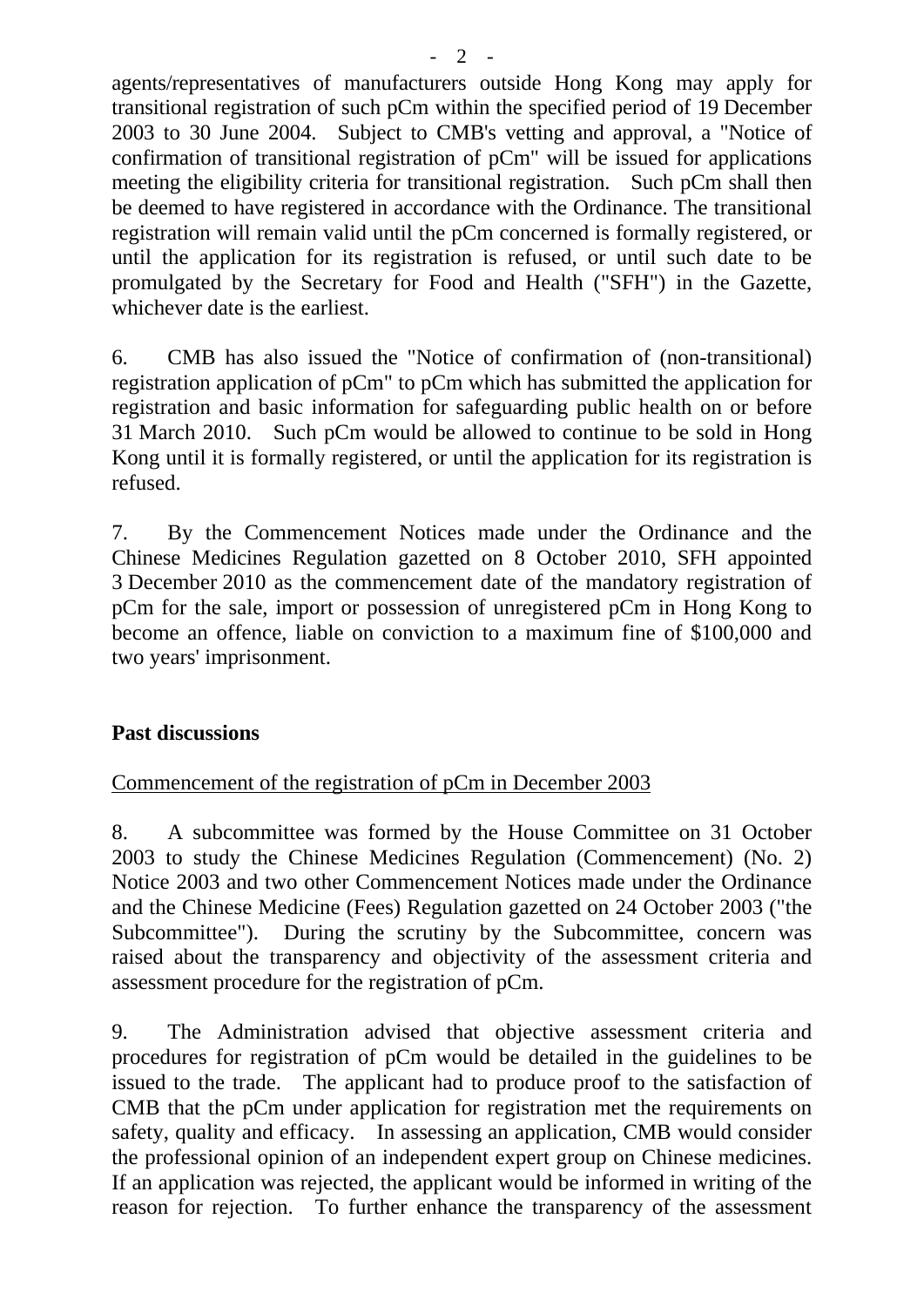agents/representatives of manufacturers outside Hong Kong may apply for transitional registration of such pCm within the specified period of 19 December 2003 to 30 June 2004. Subject to CMB's vetting and approval, a "Notice of confirmation of transitional registration of pCm" will be issued for applications meeting the eligibility criteria for transitional registration. Such pCm shall then be deemed to have registered in accordance with the Ordinance. The transitional registration will remain valid until the pCm concerned is formally registered, or until the application for its registration is refused, or until such date to be promulgated by the Secretary for Food and Health ("SFH") in the Gazette, whichever date is the earliest.

6. CMB has also issued the "Notice of confirmation of (non-transitional) registration application of pCm" to pCm which has submitted the application for registration and basic information for safeguarding public health on or before 31 March 2010. Such pCm would be allowed to continue to be sold in Hong Kong until it is formally registered, or until the application for its registration is refused.

7. By the Commencement Notices made under the Ordinance and the Chinese Medicines Regulation gazetted on 8 October 2010, SFH appointed 3 December 2010 as the commencement date of the mandatory registration of pCm for the sale, import or possession of unregistered pCm in Hong Kong to become an offence, liable on conviction to a maximum fine of $100,000 and two years' imprisonment.

**Past discussions**

<u>Commencement of the registration of pCm in December 2003</u>

8. A subcommittee was formed by the House Committee on 31 October 2003 to study the Chinese Medicines Regulation (Commencement) (No. 2) Notice 2003 and two other Commencement Notices made under the Ordinance and the Chinese Medicine (Fees) Regulation gazetted on 24 October 2003 ("the Subcommittee"). During the scrutiny by the Subcommittee, concern was raised about the transparency and objectivity of the assessment criteria and assessment procedure for the registration of pCm.

9. The Administration advised that objective assessment criteria and procedures for registration of pCm would be detailed in the guidelines to be issued to the trade. The applicant had to produce proof to the satisfaction of CMB that the pCm under application for registration met the requirements on safety, quality and efficacy. In assessing an application, CMB would consider the professional opinion of an independent expert group on Chinese medicines. If an application was rejected, the applicant would be informed in writing of the reason for rejection. To further enhance the transparency of the assessment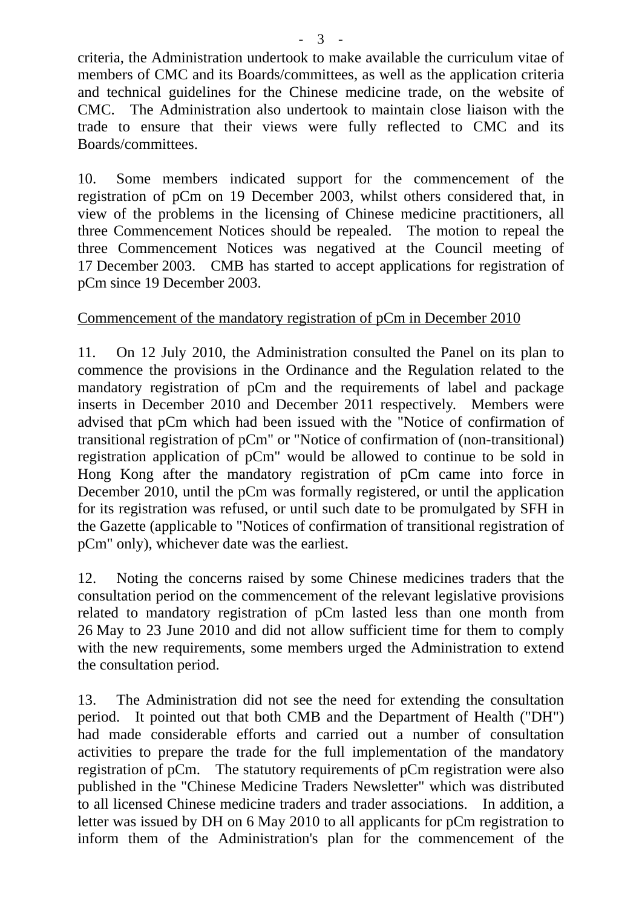criteria, the Administration undertook to make available the curriculum vitae of members of CMC and its Boards/committees, as well as the application criteria and technical guidelines for the Chinese medicine trade, on the website of CMC. The Administration also undertook to maintain close liaison with the trade to ensure that their views were fully reflected to CMC and its Boards/committees.

10. Some members indicated support for the commencement of the registration of pCm on 19 December 2003, whilst others considered that, in view of the problems in the licensing of Chinese medicine practitioners, all three Commencement Notices should be repealed. The motion to repeal the three Commencement Notices was negatived at the Council meeting of 17 December 2003. CMB has started to accept applications for registration of pCm since 19 December 2003.

<u>Commencement of the mandatory registration of pCm in December 2010</u>

11. On 12 July 2010, the Administration consulted the Panel on its plan to commence the provisions in the Ordinance and the Regulation related to the mandatory registration of pCm and the requirements of label and package inserts in December 2010 and December 2011 respectively. Members were advised that pCm which had been issued with the "Notice of confirmation of transitional registration of pCm" or "Notice of confirmation of (non-transitional) registration application of pCm" would be allowed to continue to be sold in Hong Kong after the mandatory registration of pCm came into force in December 2010, until the pCm was formally registered, or until the application for its registration was refused, or until such date to be promulgated by SFH in the Gazette (applicable to "Notices of confirmation of transitional registration of pCm" only), whichever date was the earliest.

12. Noting the concerns raised by some Chinese medicines traders that the consultation period on the commencement of the relevant legislative provisions related to mandatory registration of pCm lasted less than one month from 26 May to 23 June 2010 and did not allow sufficient time for them to comply with the new requirements, some members urged the Administration to extend the consultation period.

13. The Administration did not see the need for extending the consultation period. It pointed out that both CMB and the Department of Health ("DH") had made considerable efforts and carried out a number of consultation activities to prepare the trade for the full implementation of the mandatory registration of pCm. The statutory requirements of pCm registration were also published in the "Chinese Medicine Traders Newsletter" which was distributed to all licensed Chinese medicine traders and trader associations. In addition, a letter was issued by DH on 6 May 2010 to all applicants for pCm registration to inform them of the Administration's plan for the commencement of the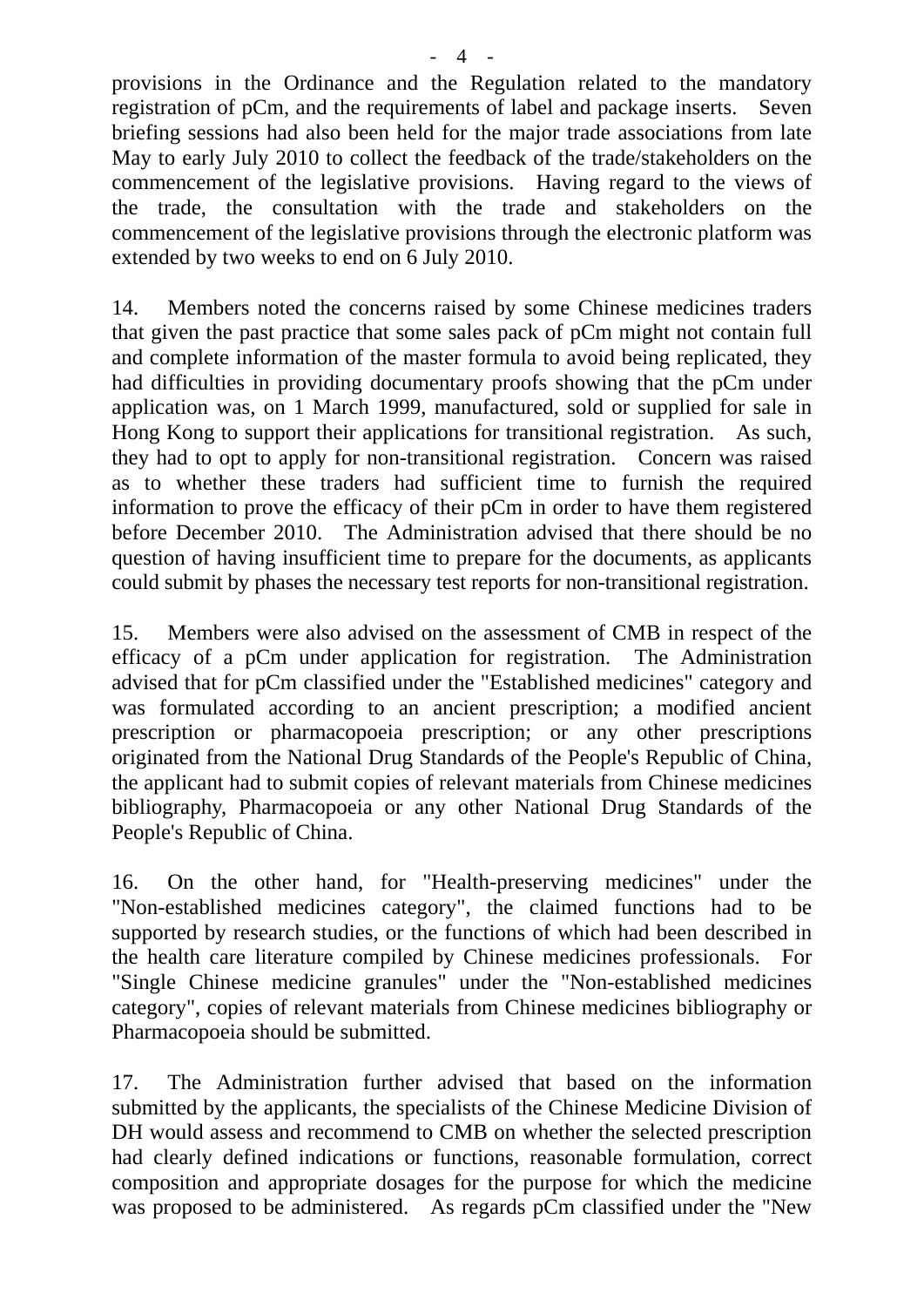provisions in the Ordinance and the Regulation related to the mandatory registration of pCm, and the requirements of label and package inserts. Seven briefing sessions had also been held for the major trade associations from late May to early July 2010 to collect the feedback of the trade/stakeholders on the commencement of the legislative provisions. Having regard to the views of the trade, the consultation with the trade and stakeholders on the commencement of the legislative provisions through the electronic platform was extended by two weeks to end on 6 July 2010.

14. Members noted the concerns raised by some Chinese medicines traders that given the past practice that some sales pack of pCm might not contain full and complete information of the master formula to avoid being replicated, they had difficulties in providing documentary proofs showing that the pCm under application was, on 1 March 1999, manufactured, sold or supplied for sale in Hong Kong to support their applications for transitional registration. As such, they had to opt to apply for non-transitional registration. Concern was raised as to whether these traders had sufficient time to furnish the required information to prove the efficacy of their pCm in order to have them registered before December 2010. The Administration advised that there should be no question of having insufficient time to prepare for the documents, as applicants could submit by phases the necessary test reports for non-transitional registration.

15. Members were also advised on the assessment of CMB in respect of the efficacy of a pCm under application for registration. The Administration advised that for pCm classified under the "Established medicines" category and was formulated according to an ancient prescription; a modified ancient prescription or pharmacopoeia prescription; or any other prescriptions originated from the National Drug Standards of the People's Republic of China, the applicant had to submit copies of relevant materials from Chinese medicines bibliography, Pharmacopoeia or any other National Drug Standards of the People's Republic of China.

16. On the other hand, for "Health-preserving medicines" under the "Non-established medicines category", the claimed functions had to be supported by research studies, or the functions of which had been described in the health care literature compiled by Chinese medicines professionals. For "Single Chinese medicine granules" under the "Non-established medicines category", copies of relevant materials from Chinese medicines bibliography or Pharmacopoeia should be submitted.

17. The Administration further advised that based on the information submitted by the applicants, the specialists of the Chinese Medicine Division of DH would assess and recommend to CMB on whether the selected prescription had clearly defined indications or functions, reasonable formulation, correct composition and appropriate dosages for the purpose for which the medicine was proposed to be administered. As regards pCm classified under the "New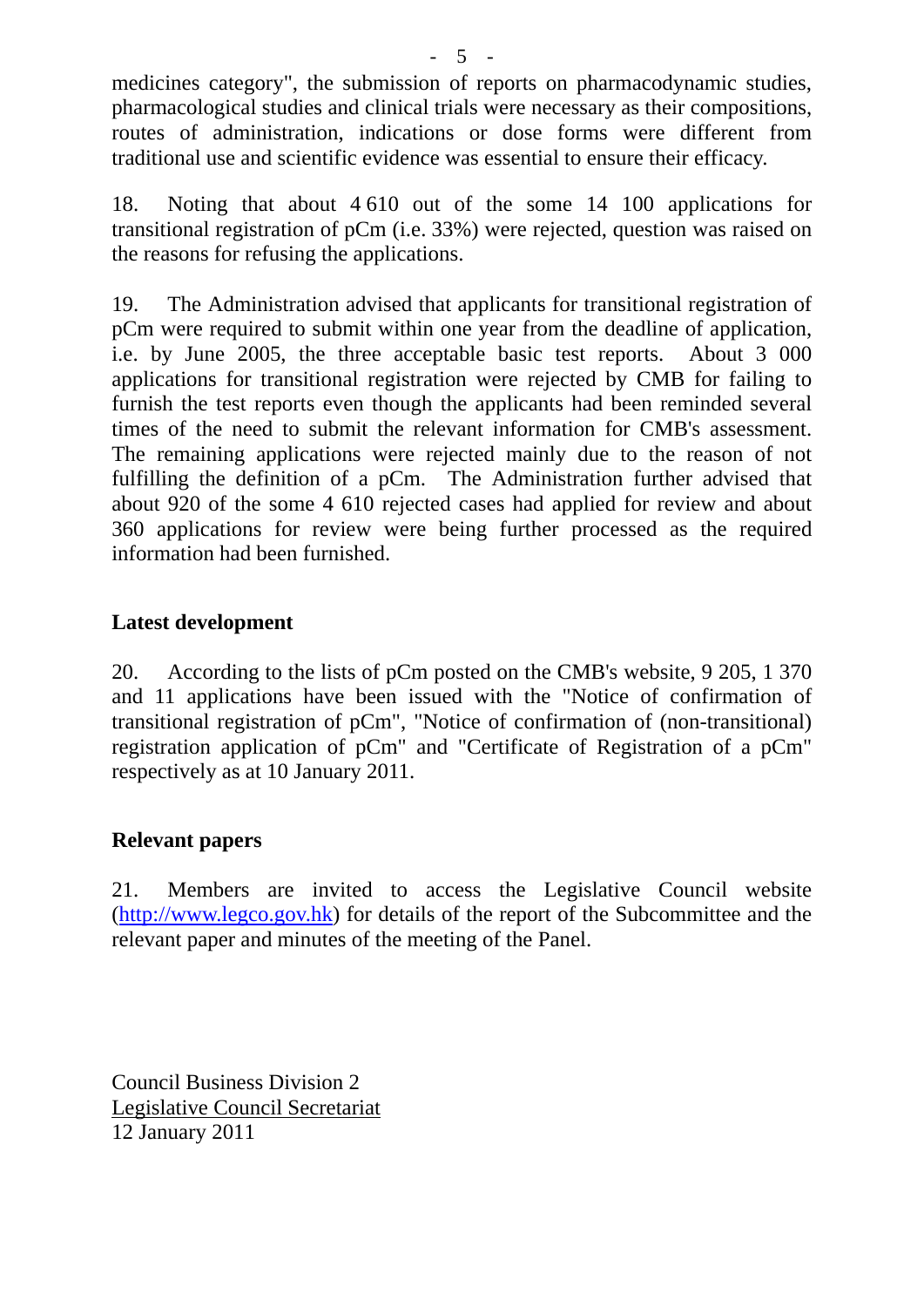medicines category", the submission of reports on pharmacodynamic studies, pharmacological studies and clinical trials were necessary as their compositions, routes of administration, indications or dose forms were different from traditional use and scientific evidence was essential to ensure their efficacy.

18. Noting that about 4 610 out of the some 14 100 applications for transitional registration of pCm (i.e. 33%) were rejected, question was raised on the reasons for refusing the applications.

19. The Administration advised that applicants for transitional registration of pCm were required to submit within one year from the deadline of application, i.e. by June 2005, the three acceptable basic test reports. About 3 000 applications for transitional registration were rejected by CMB for failing to furnish the test reports even though the applicants had been reminded several times of the need to submit the relevant information for CMB's assessment. The remaining applications were rejected mainly due to the reason of not fulfilling the definition of a pCm. The Administration further advised that about 920 of the some 4 610 rejected cases had applied for review and about 360 applications for review were being further processed as the required information had been furnished.

## Latest development

20. According to the lists of pCm posted on the CMB's website, 9 205, 1 370 and 11 applications have been issued with the "Notice of confirmation of transitional registration of pCm", "Notice of confirmation of (non-transitional) registration application of pCm" and "Certificate of Registration of a pCm" respectively as at 10 January 2011.

## Relevant papers

21. Members are invited to access the Legislative Council website (http://www.legco.gov.hk) for details of the report of the Subcommittee and the relevant paper and minutes of the meeting of the Panel.

Council Business Division 2
Legislative Council Secretariat
12 January 2011